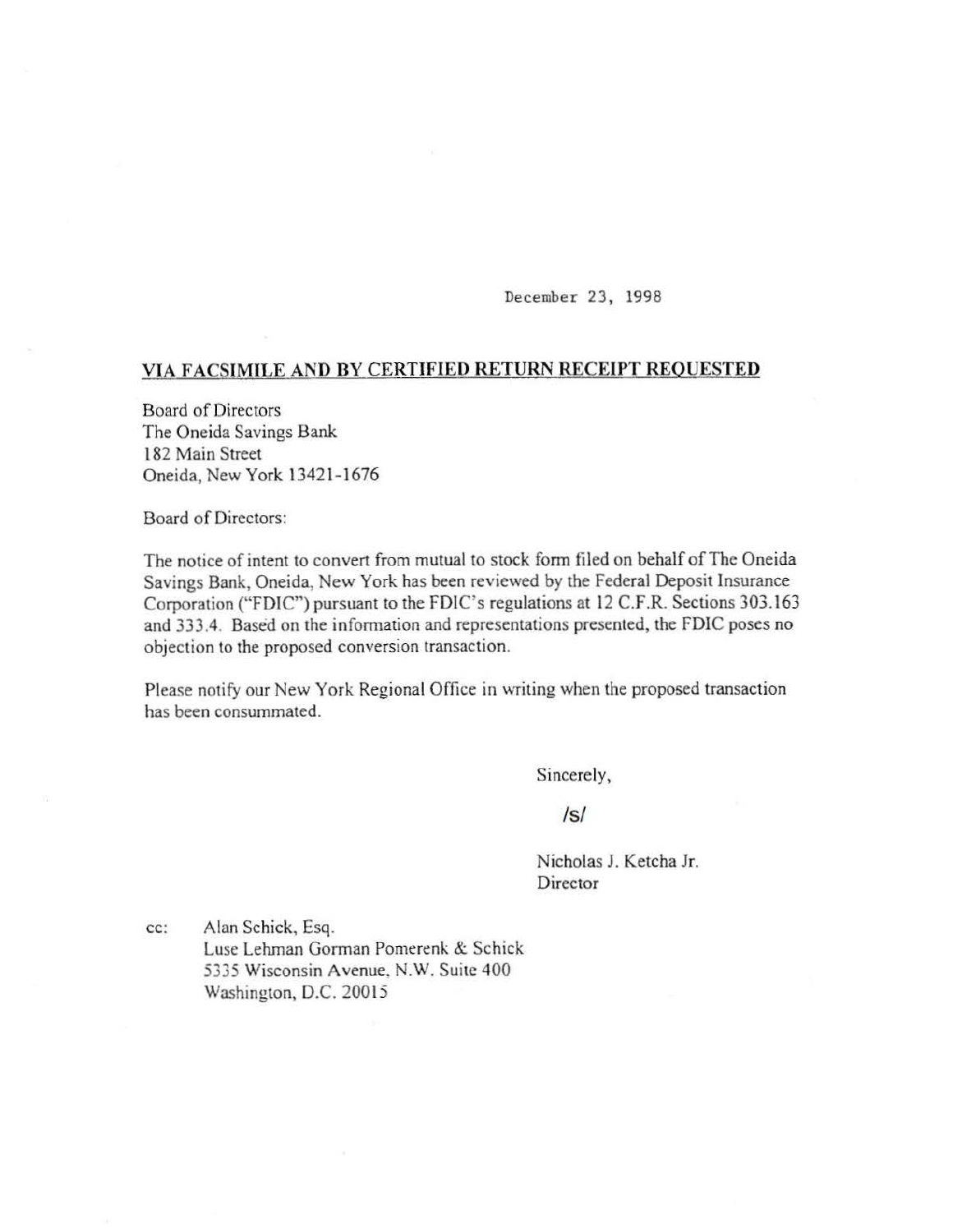December 23, 1998

**VIA FACSIMILE AND BY CERTIFIED RETURN RECEIPT REQUESTED**

Board of Directors
The Oneida Savings Bank
182 Main Street
Oneida, New York 13421-1676

Board of Directors:

The notice of intent to convert from mutual to stock form filed on behalf of The Oneida Savings Bank, Oneida, New York has been reviewed by the Federal Deposit Insurance Corporation ("FDIC") pursuant to the FDIC's regulations at 12 C.F.R. Sections 303.163 and 333.4. Based on the information and representations presented, the FDIC poses no objection to the proposed conversion transaction.

Please notify our New York Regional Office in writing when the proposed transaction has been consummated.

Sincerely,

/s/

Nicholas J. Ketcha Jr.
Director

cc: Alan Schick, Esq.
Luse Lehman Gorman Pomerenk & Schick
5335 Wisconsin Avenue, N.W. Suite 400
Washington, D.C. 20015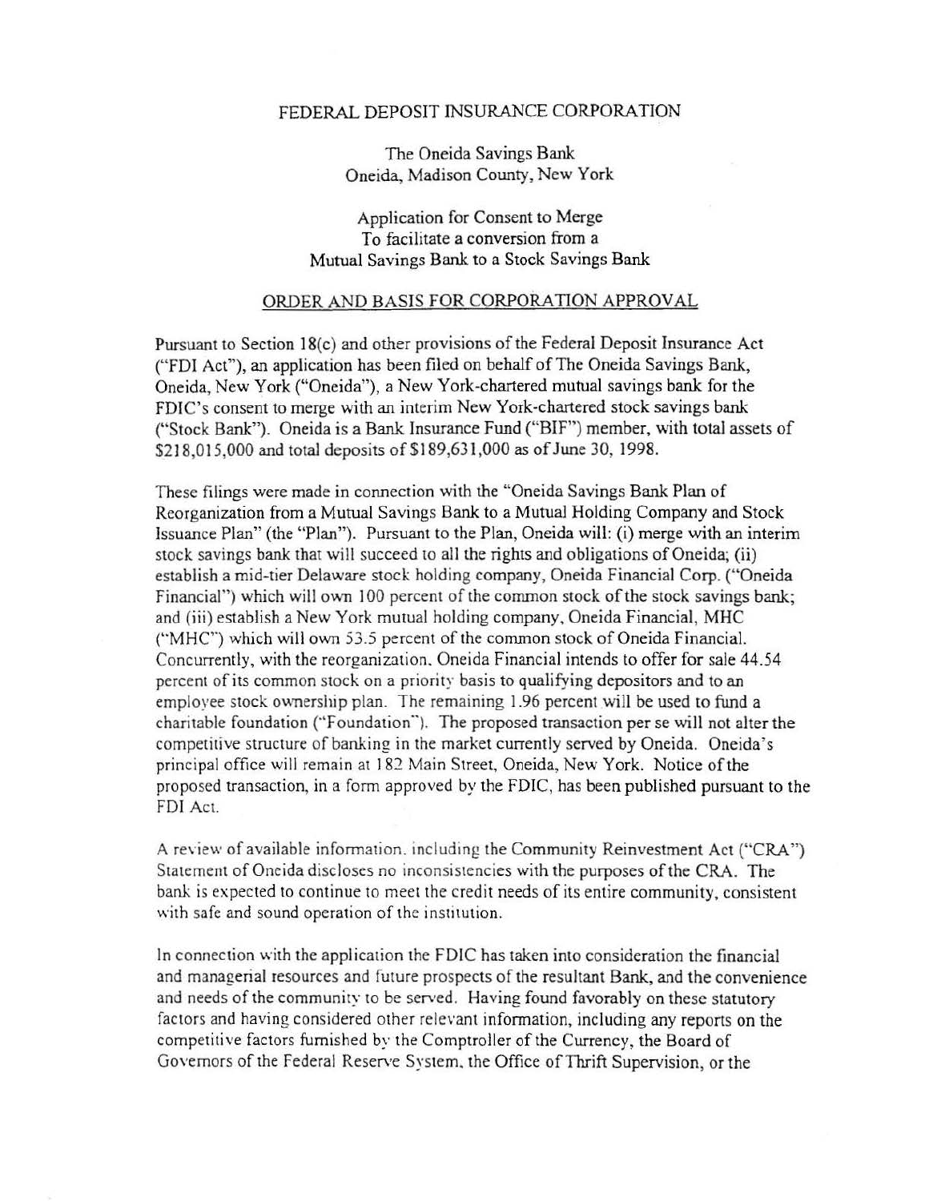FEDERAL DEPOSIT INSURANCE CORPORATION

The Oneida Savings Bank
Oneida, Madison County, New York

Application for Consent to Merge
To facilitate a conversion from a
Mutual Savings Bank to a Stock Savings Bank

ORDER AND BASIS FOR CORPORATION APPROVAL

Pursuant to Section 18(c) and other provisions of the Federal Deposit Insurance Act ("FDI Act"), an application has been filed on behalf of The Oneida Savings Bank, Oneida, New York ("Oneida"), a New York-chartered mutual savings bank for the FDIC's consent to merge with an interim New York-chartered stock savings bank ("Stock Bank"). Oneida is a Bank Insurance Fund ("BIF") member, with total assets of $218,015,000 and total deposits of $189,631,000 as of June 30, 1998.

These filings were made in connection with the "Oneida Savings Bank Plan of Reorganization from a Mutual Savings Bank to a Mutual Holding Company and Stock Issuance Plan" (the "Plan"). Pursuant to the Plan, Oneida will: (i) merge with an interim stock savings bank that will succeed to all the rights and obligations of Oneida; (ii) establish a mid-tier Delaware stock holding company, Oneida Financial Corp. ("Oneida Financial") which will own 100 percent of the common stock of the stock savings bank; and (iii) establish a New York mutual holding company, Oneida Financial, MHC ("MHC") which will own 53.5 percent of the common stock of Oneida Financial. Concurrently, with the reorganization, Oneida Financial intends to offer for sale 44.54 percent of its common stock on a priority basis to qualifying depositors and to an employee stock ownership plan. The remaining 1.96 percent will be used to fund a charitable foundation ("Foundation"). The proposed transaction per se will not alter the competitive structure of banking in the market currently served by Oneida. Oneida's principal office will remain at 182 Main Street, Oneida, New York. Notice of the proposed transaction, in a form approved by the FDIC, has been published pursuant to the FDI Act.

A review of available information, including the Community Reinvestment Act ("CRA") Statement of Oneida discloses no inconsistencies with the purposes of the CRA. The bank is expected to continue to meet the credit needs of its entire community, consistent with safe and sound operation of the institution.

In connection with the application the FDIC has taken into consideration the financial and managerial resources and future prospects of the resultant Bank, and the convenience and needs of the community to be served. Having found favorably on these statutory factors and having considered other relevant information, including any reports on the competitive factors furnished by the Comptroller of the Currency, the Board of Governors of the Federal Reserve System, the Office of Thrift Supervision, or the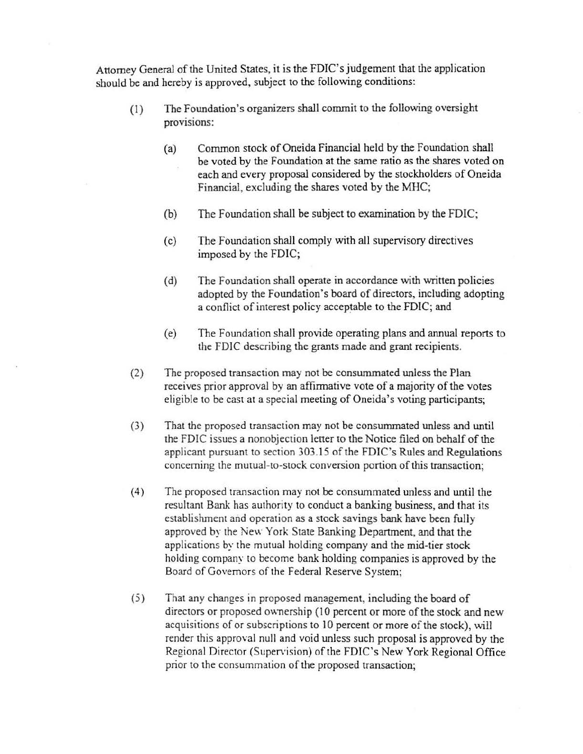Attorney General of the United States, it is the FDIC's judgement that the application should be and hereby is approved, subject to the following conditions:

(1) The Foundation's organizers shall commit to the following oversight provisions:

   (a) Common stock of Oneida Financial held by the Foundation shall be voted by the Foundation at the same ratio as the shares voted on each and every proposal considered by the stockholders of Oneida Financial, excluding the shares voted by the MHC;

   (b) The Foundation shall be subject to examination by the FDIC;

   (c) The Foundation shall comply with all supervisory directives imposed by the FDIC;

   (d) The Foundation shall operate in accordance with written policies adopted by the Foundation's board of directors, including adopting a conflict of interest policy acceptable to the FDIC; and

   (e) The Foundation shall provide operating plans and annual reports to the FDIC describing the grants made and grant recipients.

(2) The proposed transaction may not be consummated unless the Plan receives prior approval by an affirmative vote of a majority of the votes eligible to be cast at a special meeting of Oneida's voting participants;

(3) That the proposed transaction may not be consummated unless and until the FDIC issues a nonobjection letter to the Notice filed on behalf of the applicant pursuant to section 303.15 of the FDIC's Rules and Regulations concerning the mutual-to-stock conversion portion of this transaction;

(4) The proposed transaction may not be consummated unless and until the resultant Bank has authority to conduct a banking business, and that its establishment and operation as a stock savings bank have been fully approved by the New York State Banking Department, and that the applications by the mutual holding company and the mid-tier stock holding company to become bank holding companies is approved by the Board of Governors of the Federal Reserve System;

(5) That any changes in proposed management, including the board of directors or proposed ownership (10 percent or more of the stock and new acquisitions of or subscriptions to 10 percent or more of the stock), will render this approval null and void unless such proposal is approved by the Regional Director (Supervision) of the FDIC's New York Regional Office prior to the consummation of the proposed transaction;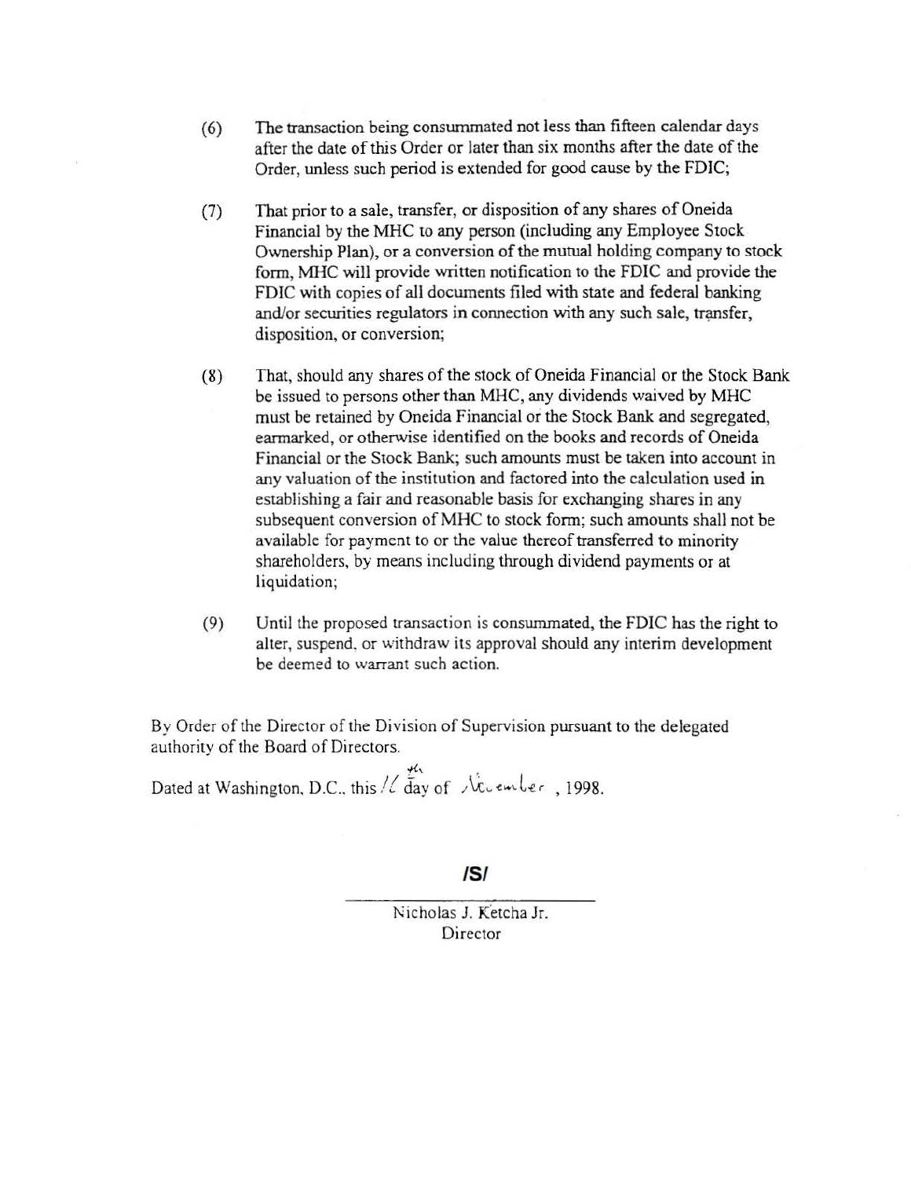(6) The transaction being consummated not less than fifteen calendar days after the date of this Order or later than six months after the date of the Order, unless such period is extended for good cause by the FDIC;

(7) That prior to a sale, transfer, or disposition of any shares of Oneida Financial by the MHC to any person (including any Employee Stock Ownership Plan), or a conversion of the mutual holding company to stock form, MHC will provide written notification to the FDIC and provide the FDIC with copies of all documents filed with state and federal banking and/or securities regulators in connection with any such sale, transfer, disposition, or conversion;

(8) That, should any shares of the stock of Oneida Financial or the Stock Bank be issued to persons other than MHC, any dividends waived by MHC must be retained by Oneida Financial or the Stock Bank and segregated, earmarked, or otherwise identified on the books and records of Oneida Financial or the Stock Bank; such amounts must be taken into account in any valuation of the institution and factored into the calculation used in establishing a fair and reasonable basis for exchanging shares in any subsequent conversion of MHC to stock form; such amounts shall not be available for payment to or the value thereof transferred to minority shareholders, by means including through dividend payments or at liquidation;

(9) Until the proposed transaction is consummated, the FDIC has the right to alter, suspend, or withdraw its approval should any interim development be deemed to warrant such action.

By Order of the Director of the Division of Supervision pursuant to the delegated authority of the Board of Directors.

Dated at Washington, D.C., this 12th day of November, 1998.

/S/

Nicholas J. Ketcha Jr.
Director